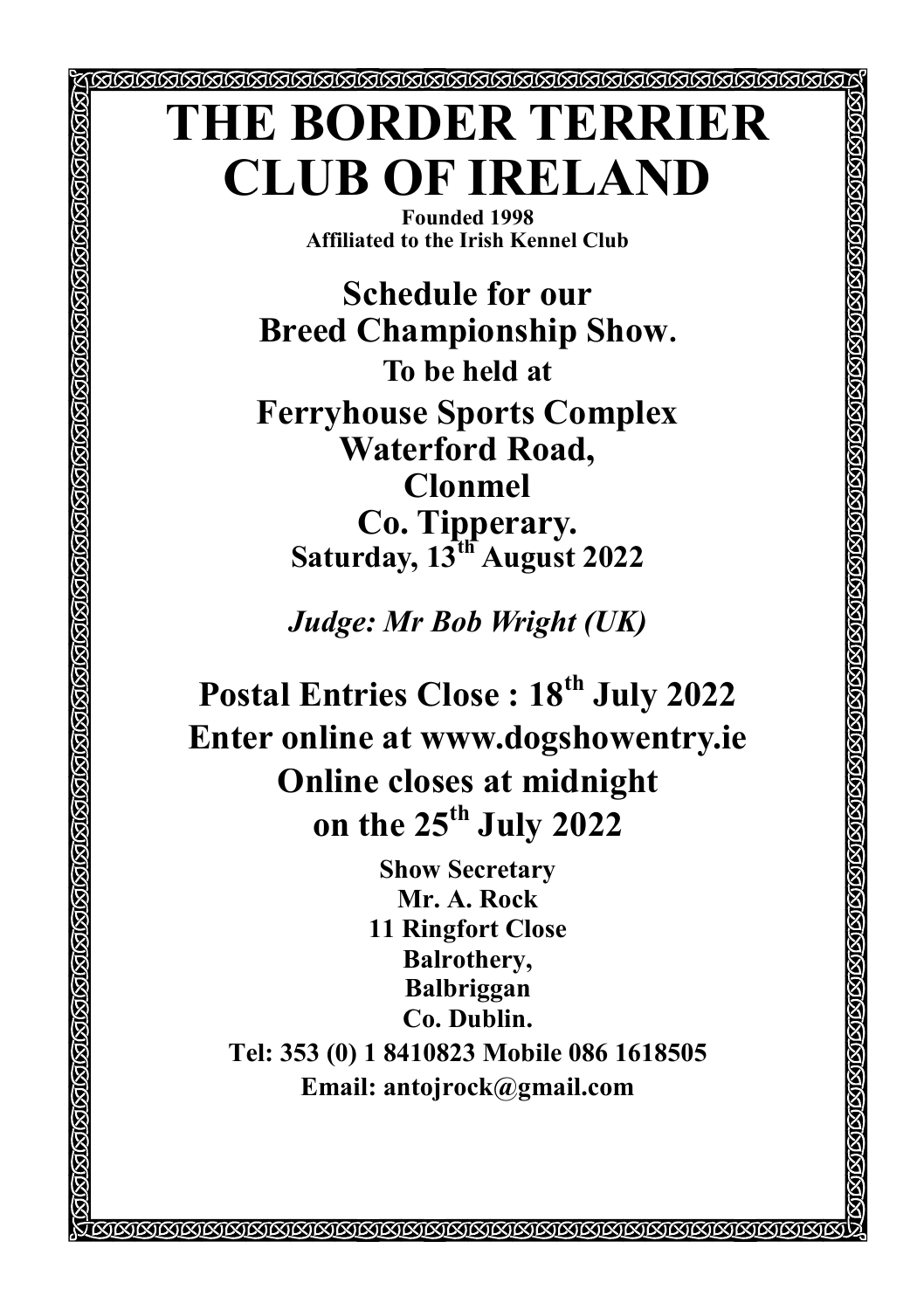# THE BORDER TERRIER CLUB OF IRELAND

**Founded 1998**
**Affiliated to the Irish Kennel Club**

## Schedule for our Breed Championship Show.

**To be held at**

## Ferryhouse Sports Complex Waterford Road, Clonmel Co. Tipperary.

**Saturday, 13th August 2022**

***Judge: Mr Bob Wright (UK)***

## Postal Entries Close : 18th July 2022

## Enter online at www.dogshowentry.ie

## Online closes at midnight on the 25th July 2022

**Show Secretary**
**Mr. A. Rock**
**11 Ringfort Close**
**Balrothery,**
**Balbriggan**
**Co. Dublin.**
**Tel: 353 (0) 1 8410823 Mobile 086 1618505**
**Email: antojrock@gmail.com**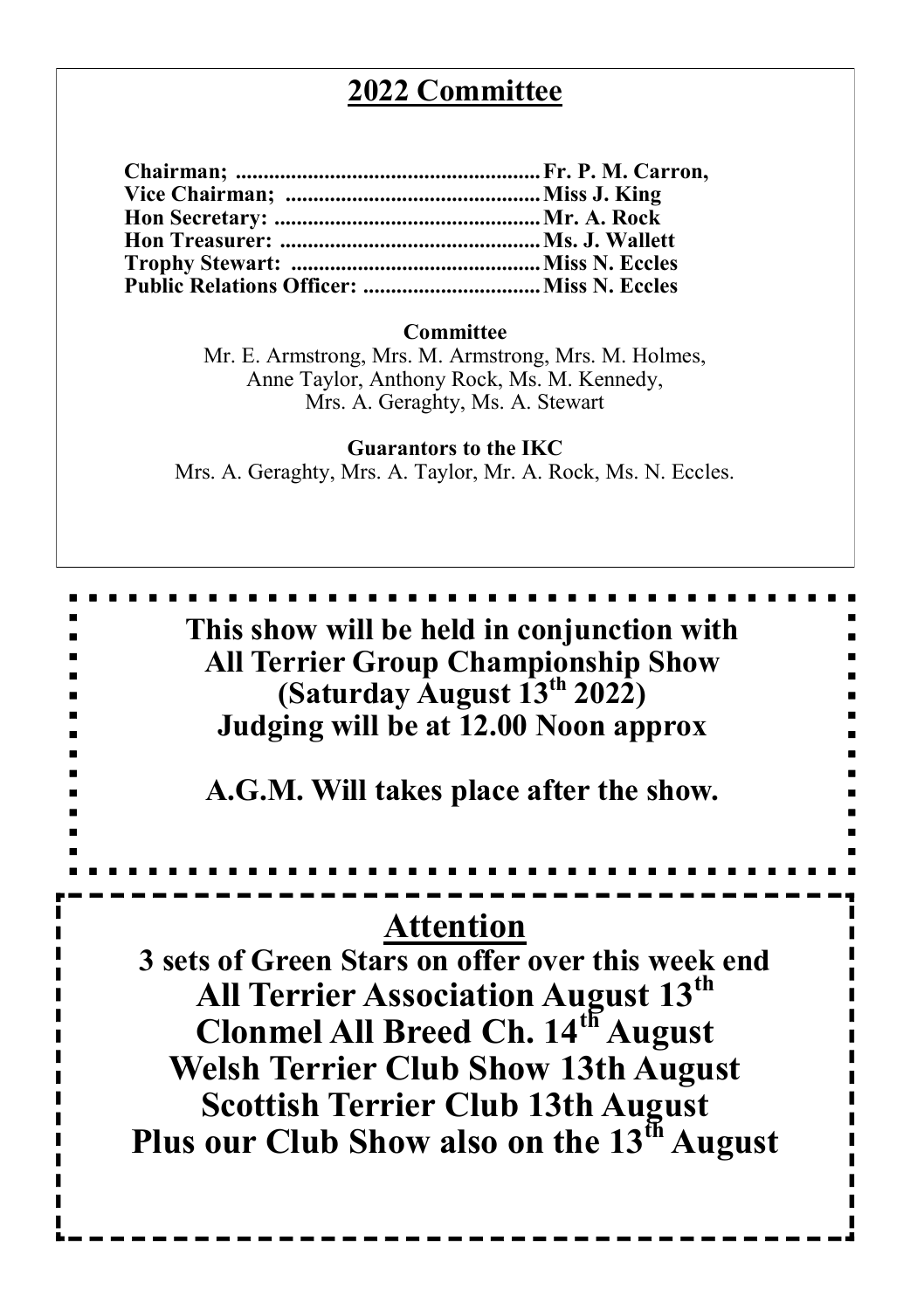## 2022 Committee

**Chairman; ........................................................ Fr. P. M. Carron,**
**Vice Chairman; ............................................... Miss J. King**
**Hon Secretary: ................................................. Mr. A. Rock**
**Hon Treasurer: ................................................ Ms. J. Wallett**
**Trophy Stewart: .............................................. Miss N. Eccles**
**Public Relations Officer: ................................ Miss N. Eccles**

**Committee**

Mr. E. Armstrong, Mrs. M. Armstrong, Mrs. M. Holmes, Anne Taylor, Anthony Rock, Ms. M. Kennedy, Mrs. A. Geraghty, Ms. A. Stewart

**Guarantors to the IKC**

Mrs. A. Geraghty, Mrs. A. Taylor, Mr. A. Rock, Ms. N. Eccles.

**This show will be held in conjunction with All Terrier Group Championship Show (Saturday August 13th 2022) Judging will be at 12.00 Noon approx**

**A.G.M. Will takes place after the show.**

## Attention

**3 sets of Green Stars on offer over this week end**
**All Terrier Association August 13th**
**Clonmel All Breed Ch. 14th August**
**Welsh Terrier Club Show 13th August**
**Scottish Terrier Club 13th August**
**Plus our Club Show also on the 13th August**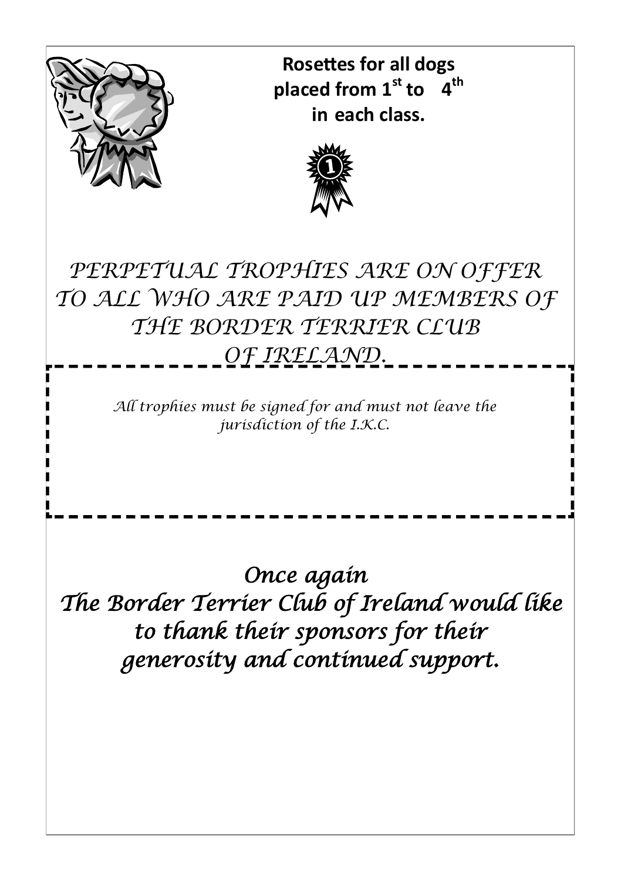**Rosettes for all dogs placed from 1st to 4th in each class.**

*PERPETUAL TROPHIES ARE ON OFFER TO ALL WHO ARE PAID UP MEMBERS OF THE BORDER TERRIER CLUB OF IRELAND.*

*All trophies must be signed for and must not leave the jurisdiction of the I.K.C.*

*Once again The Border Terrier Club of Ireland would like to thank their sponsors for their generosity and continued support.*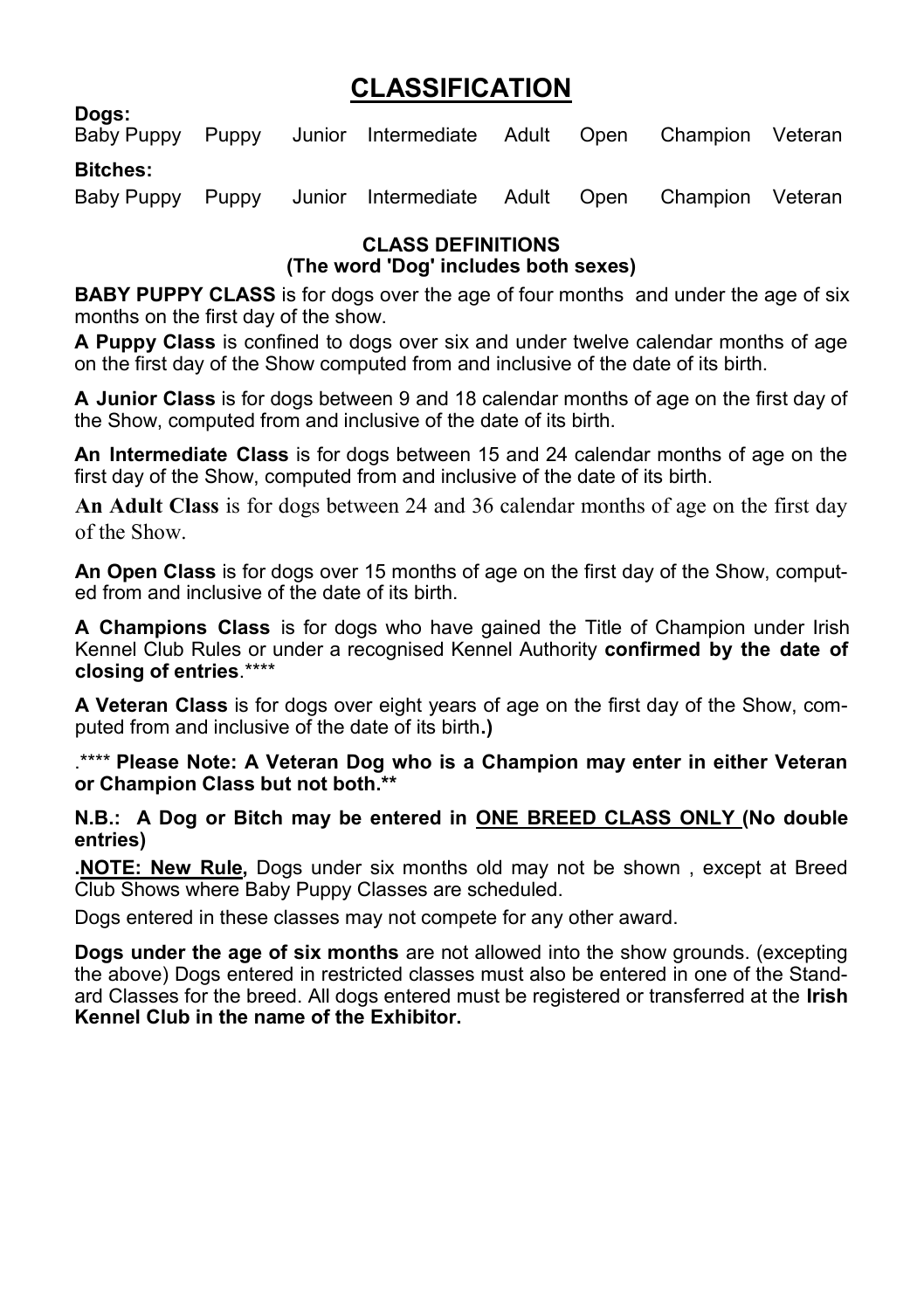# CLASSIFICATION

**Dogs:**

Baby Puppy Puppy Junior Intermediate Adult Open Champion Veteran

**Bitches:**

Baby Puppy Puppy Junior Intermediate Adult Open Champion Veteran

**CLASS DEFINITIONS**
**(The word 'Dog' includes both sexes)**

**BABY PUPPY CLASS** is for dogs over the age of four months and under the age of six months on the first day of the show.

**A Puppy Class** is confined to dogs over six and under twelve calendar months of age on the first day of the Show computed from and inclusive of the date of its birth.

**A Junior Class** is for dogs between 9 and 18 calendar months of age on the first day of the Show, computed from and inclusive of the date of its birth.

**An Intermediate Class** is for dogs between 15 and 24 calendar months of age on the first day of the Show, computed from and inclusive of the date of its birth.

**An Adult Class** is for dogs between 24 and 36 calendar months of age on the first day of the Show.

**An Open Class** is for dogs over 15 months of age on the first day of the Show, computed from and inclusive of the date of its birth.

**A Champions Class** is for dogs who have gained the Title of Champion under Irish Kennel Club Rules or under a recognised Kennel Authority **confirmed by the date of closing of entries**.****

**A Veteran Class** is for dogs over eight years of age on the first day of the Show, computed from and inclusive of the date of its birth**.)**

.**** **Please Note: A Veteran Dog who is a Champion may enter in either Veteran or Champion Class but not both.****

**N.B.: A Dog or Bitch may be entered in <u>ONE BREED CLASS ONLY</u> (No double entries)**

**.<u>NOTE: New Rule</u>,** Dogs under six months old may not be shown , except at Breed Club Shows where Baby Puppy Classes are scheduled.

Dogs entered in these classes may not compete for any other award.

**Dogs under the age of six months** are not allowed into the show grounds. (excepting the above) Dogs entered in restricted classes must also be entered in one of the Standard Classes for the breed. All dogs entered must be registered or transferred at the **Irish Kennel Club in the name of the Exhibitor.**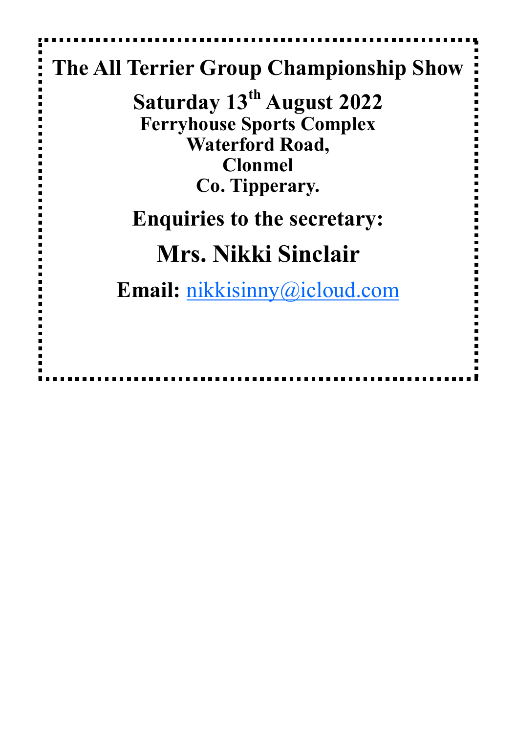# The All Terrier Group Championship Show

## Saturday 13th August 2022

**Ferryhouse Sports Complex**
**Waterford Road,**
**Clonmel**
**Co. Tipperary.**

## Enquiries to the secretary:

## Mrs. Nikki Sinclair

**Email:** nikkisinny@icloud.com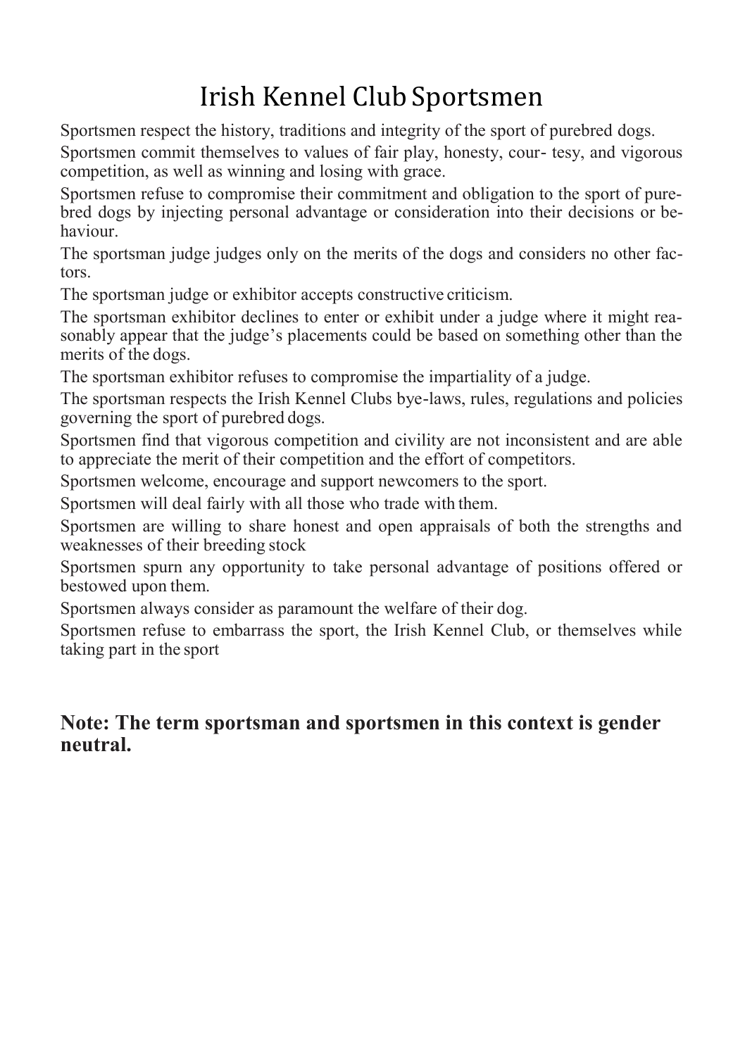# Irish Kennel Club Sportsmen

Sportsmen respect the history, traditions and integrity of the sport of purebred dogs.

Sportsmen commit themselves to values of fair play, honesty, courtesy, and vigorous competition, as well as winning and losing with grace.

Sportsmen refuse to compromise their commitment and obligation to the sport of purebred dogs by injecting personal advantage or consideration into their decisions or behaviour.

The sportsman judge judges only on the merits of the dogs and considers no other factors.

The sportsman judge or exhibitor accepts constructive criticism.

The sportsman exhibitor declines to enter or exhibit under a judge where it might reasonably appear that the judge's placements could be based on something other than the merits of the dogs.

The sportsman exhibitor refuses to compromise the impartiality of a judge.

The sportsman respects the Irish Kennel Clubs bye-laws, rules, regulations and policies governing the sport of purebred dogs.

Sportsmen find that vigorous competition and civility are not inconsistent and are able to appreciate the merit of their competition and the effort of competitors.

Sportsmen welcome, encourage and support newcomers to the sport.

Sportsmen will deal fairly with all those who trade with them.

Sportsmen are willing to share honest and open appraisals of both the strengths and weaknesses of their breeding stock

Sportsmen spurn any opportunity to take personal advantage of positions offered or bestowed upon them.

Sportsmen always consider as paramount the welfare of their dog.

Sportsmen refuse to embarrass the sport, the Irish Kennel Club, or themselves while taking part in the sport

**Note: The term sportsman and sportsmen in this context is gender neutral.**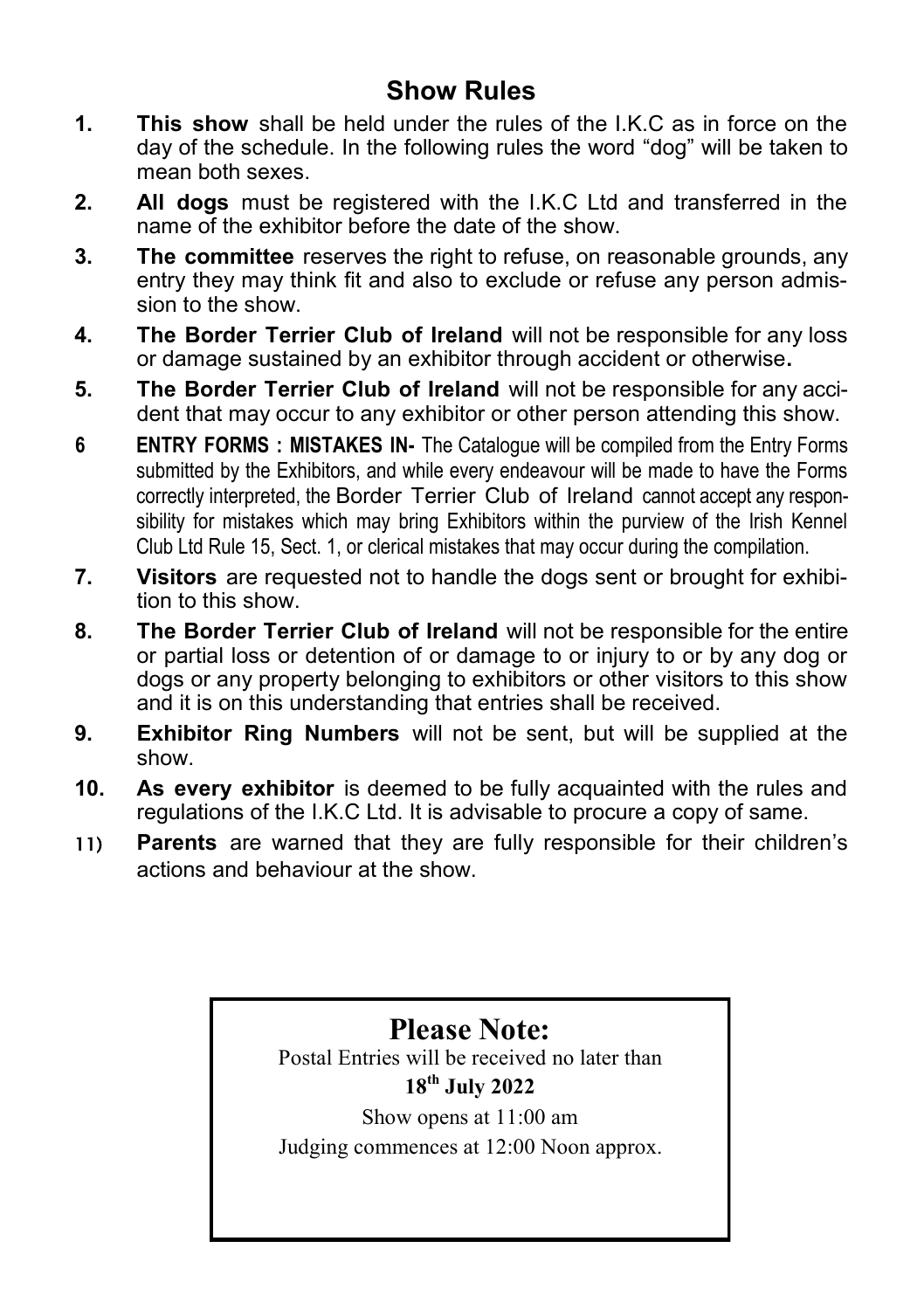## Show Rules

1. **This show** shall be held under the rules of the I.K.C as in force on the day of the schedule. In the following rules the word "dog" will be taken to mean both sexes.
2. **All dogs** must be registered with the I.K.C Ltd and transferred in the name of the exhibitor before the date of the show.
3. **The committee** reserves the right to refuse, on reasonable grounds, any entry they may think fit and also to exclude or refuse any person admission to the show.
4. **The Border Terrier Club of Ireland** will not be responsible for any loss or damage sustained by an exhibitor through accident or otherwise**.**
5. **The Border Terrier Club of Ireland** will not be responsible for any accident that may occur to any exhibitor or other person attending this show.
6. **ENTRY FORMS : MISTAKES IN-** The Catalogue will be compiled from the Entry Forms submitted by the Exhibitors, and while every endeavour will be made to have the Forms correctly interpreted, the Border Terrier Club of Ireland cannot accept any responsibility for mistakes which may bring Exhibitors within the purview of the Irish Kennel Club Ltd Rule 15, Sect. 1, or clerical mistakes that may occur during the compilation.
7. **Visitors** are requested not to handle the dogs sent or brought for exhibition to this show.
8. **The Border Terrier Club of Ireland** will not be responsible for the entire or partial loss or detention of or damage to or injury to or by any dog or dogs or any property belonging to exhibitors or other visitors to this show and it is on this understanding that entries shall be received.
9. **Exhibitor Ring Numbers** will not be sent, but will be supplied at the show.
10. **As every exhibitor** is deemed to be fully acquainted with the rules and regulations of the I.K.C Ltd. It is advisable to procure a copy of same.
11. **Parents** are warned that they are fully responsible for their children's actions and behaviour at the show.

### Please Note:

Postal Entries will be received no later than

**18th July 2022**

Show opens at 11:00 am

Judging commences at 12:00 Noon approx.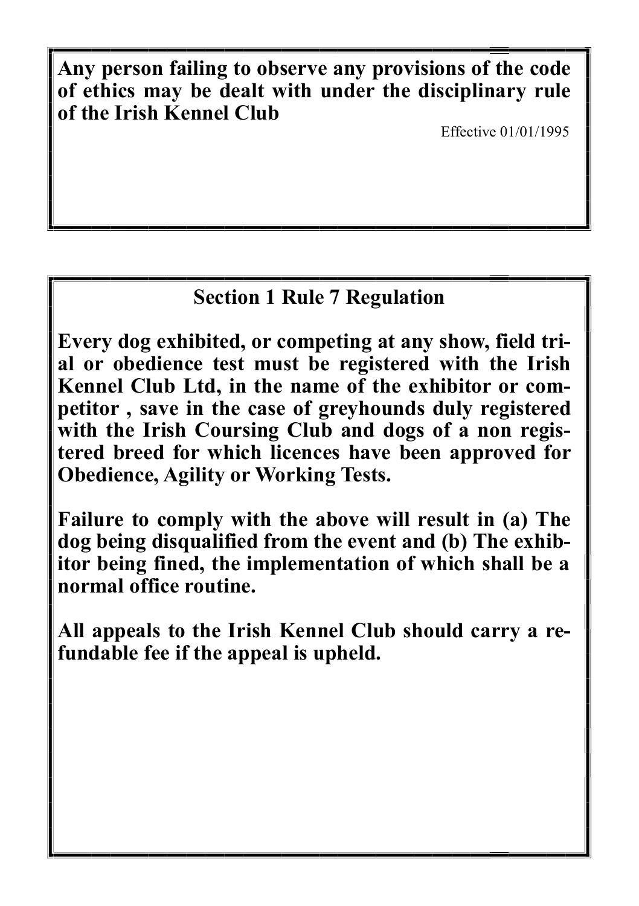**Any person failing to observe any provisions of the code of ethics may be dealt with under the disciplinary rule of the Irish Kennel Club**

Effective 01/01/1995

## Section 1 Rule 7 Regulation

**Every dog exhibited, or competing at any show, field trial or obedience test must be registered with the Irish Kennel Club Ltd, in the name of the exhibitor or competitor , save in the case of greyhounds duly registered with the Irish Coursing Club and dogs of a non registered breed for which licences have been approved for Obedience, Agility or Working Tests.**

**Failure to comply with the above will result in (a) The dog being disqualified from the event and (b) The exhibitor being fined, the implementation of which shall be a normal office routine.**

**All appeals to the Irish Kennel Club should carry a refundable fee if the appeal is upheld.**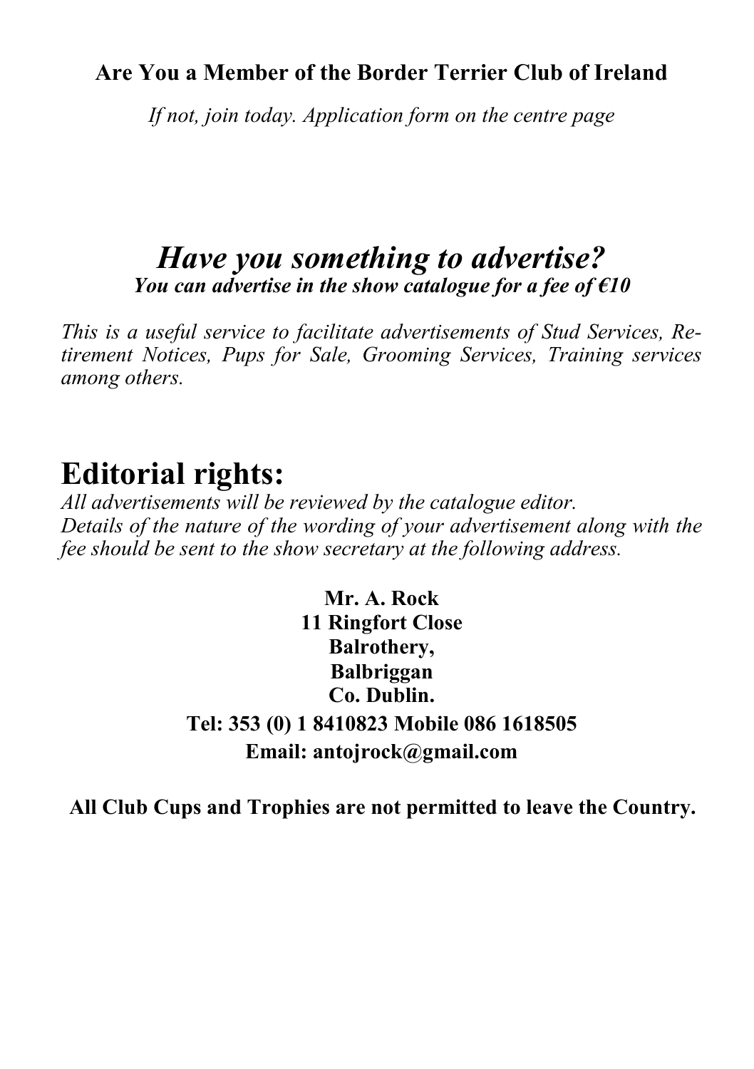**Are You a Member of the Border Terrier Club of Ireland**

*If not, join today. Application form on the centre page*

## *Have you something to advertise?*

***You can advertise in the show catalogue for a fee of €10***

*This is a useful service to facilitate advertisements of Stud Services, Retirement Notices, Pups for Sale, Grooming Services, Training services among others.*

# Editorial rights:

*All advertisements will be reviewed by the catalogue editor.*
*Details of the nature of the wording of your advertisement along with the fee should be sent to the show secretary at the following address.*

**Mr. A. Rock**
**11 Ringfort Close**
**Balrothery,**
**Balbriggan**
**Co. Dublin.**
**Tel: 353 (0) 1 8410823 Mobile 086 1618505**
**Email: antojrock@gmail.com**

**All Club Cups and Trophies are not permitted to leave the Country.**